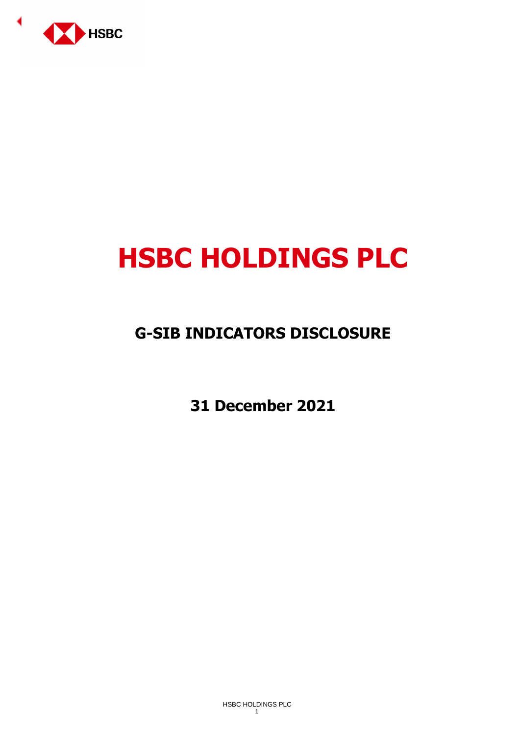HSBC

# HSBC HOLDINGS PLC

## G-SIB INDICATORS DISCLOSURE

**31 December 2021**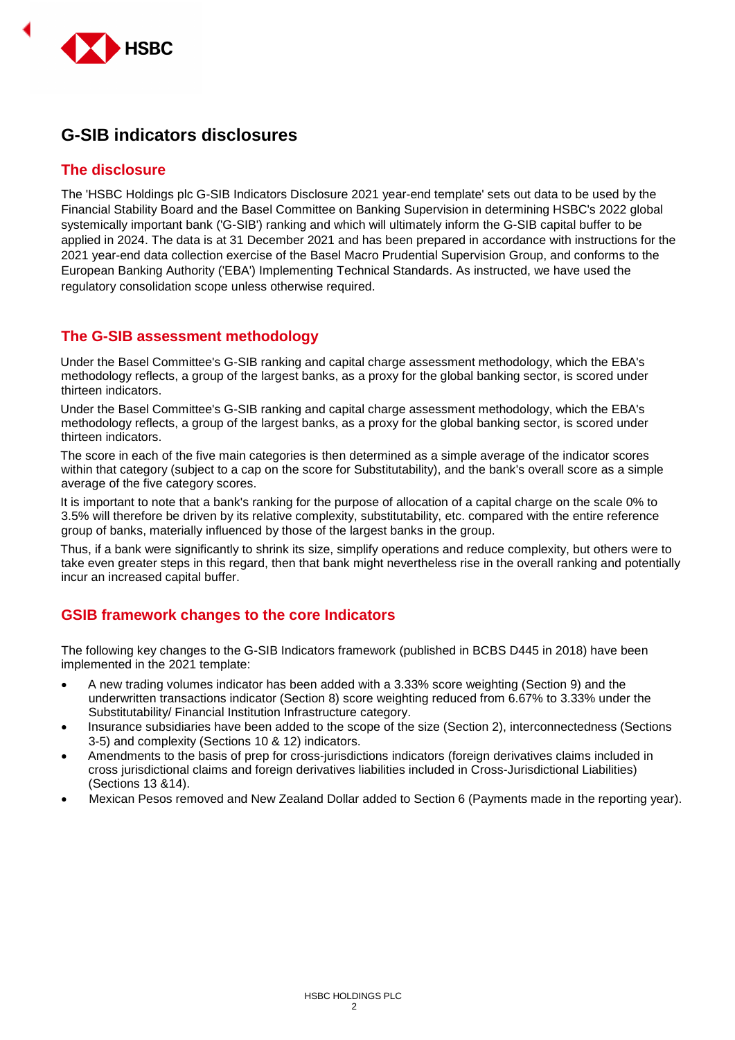# G-SIB indicators disclosures

## The disclosure

The 'HSBC Holdings plc G-SIB Indicators Disclosure 2021 year-end template' sets out data to be used by the Financial Stability Board and the Basel Committee on Banking Supervision in determining HSBC's 2022 global systemically important bank ('G-SIB') ranking and which will ultimately inform the G-SIB capital buffer to be applied in 2024. The data is at 31 December 2021 and has been prepared in accordance with instructions for the 2021 year-end data collection exercise of the Basel Macro Prudential Supervision Group, and conforms to the European Banking Authority ('EBA') Implementing Technical Standards. As instructed, we have used the regulatory consolidation scope unless otherwise required.

## The G-SIB assessment methodology

Under the Basel Committee's G-SIB ranking and capital charge assessment methodology, which the EBA's methodology reflects, a group of the largest banks, as a proxy for the global banking sector, is scored under thirteen indicators.

Under the Basel Committee's G-SIB ranking and capital charge assessment methodology, which the EBA's methodology reflects, a group of the largest banks, as a proxy for the global banking sector, is scored under thirteen indicators.

The score in each of the five main categories is then determined as a simple average of the indicator scores within that category (subject to a cap on the score for Substitutability), and the bank's overall score as a simple average of the five category scores.

It is important to note that a bank's ranking for the purpose of allocation of a capital charge on the scale 0% to 3.5% will therefore be driven by its relative complexity, substitutability, etc. compared with the entire reference group of banks, materially influenced by those of the largest banks in the group.

Thus, if a bank were significantly to shrink its size, simplify operations and reduce complexity, but others were to take even greater steps in this regard, then that bank might nevertheless rise in the overall ranking and potentially incur an increased capital buffer.

## GSIB framework changes to the core Indicators

The following key changes to the G-SIB Indicators framework (published in BCBS D445 in 2018) have been implemented in the 2021 template:

- A new trading volumes indicator has been added with a 3.33% score weighting (Section 9) and the underwritten transactions indicator (Section 8) score weighting reduced from 6.67% to 3.33% under the Substitutability/ Financial Institution Infrastructure category.
- Insurance subsidiaries have been added to the scope of the size (Section 2), interconnectedness (Sections 3-5) and complexity (Sections 10 & 12) indicators.
- Amendments to the basis of prep for cross-jurisdictions indicators (foreign derivatives claims included in cross jurisdictional claims and foreign derivatives liabilities included in Cross-Jurisdictional Liabilities) (Sections 13 &14).
- Mexican Pesos removed and New Zealand Dollar added to Section 6 (Payments made in the reporting year).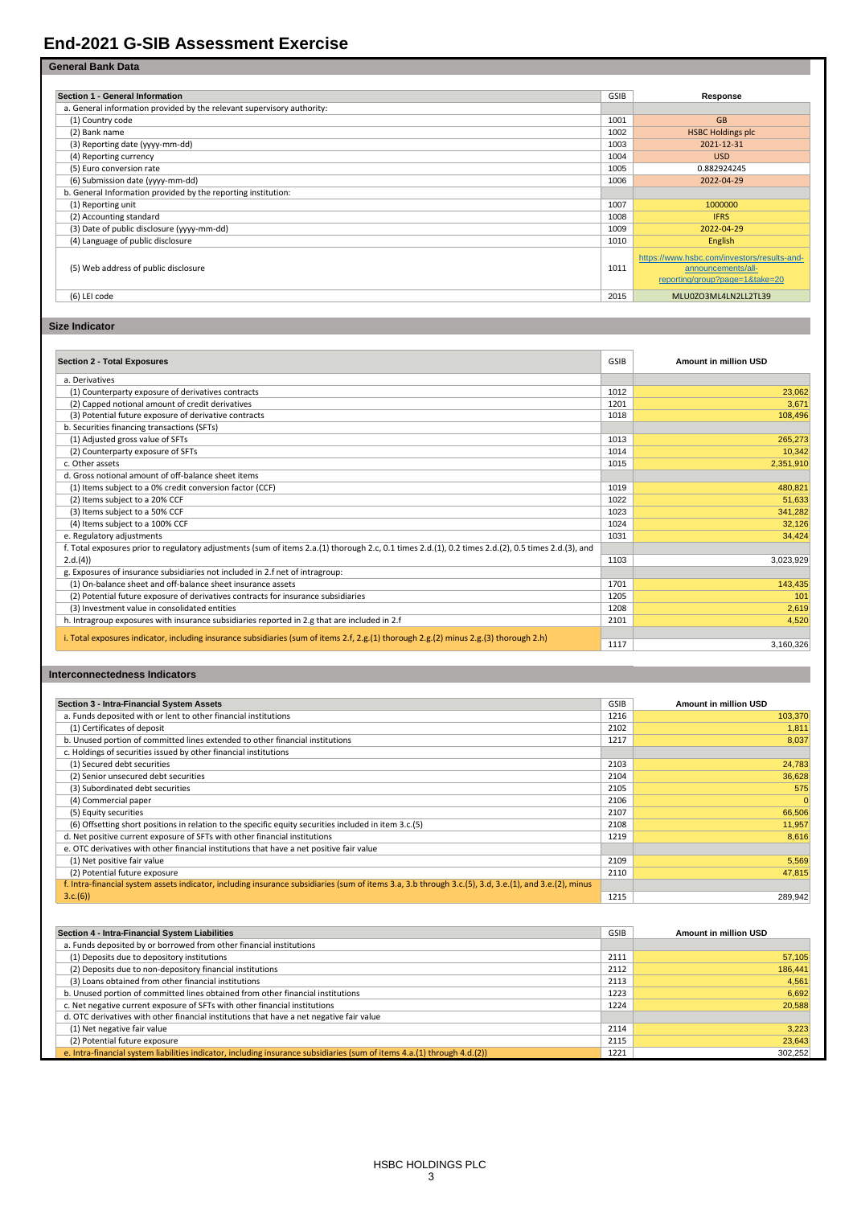# End-2021 G-SIB Assessment Exercise

## General Bank Data

| Section 1 - General Information | GSIB | Response |
|---|---|---|
| a. General information provided by the relevant supervisory authority: | | |
| (1) Country code | 1001 | GB |
| (2) Bank name | 1002 | HSBC Holdings plc |
| (3) Reporting date (yyyy-mm-dd) | 1003 | 2021-12-31 |
| (4) Reporting currency | 1004 | USD |
| (5) Euro conversion rate | 1005 | 0.882924245 |
| (6) Submission date (yyyy-mm-dd) | 1006 | 2022-04-29 |
| b. General Information provided by the reporting institution: | | |
| (1) Reporting unit | 1007 | 1000000 |
| (2) Accounting standard | 1008 | IFRS |
| (3) Date of public disclosure (yyyy-mm-dd) | 1009 | 2022-04-29 |
| (4) Language of public disclosure | 1010 | English |
| (5) Web address of public disclosure | 1011 | https://www.hsbc.com/investors/results-and-announcements/all-reporting/group?page=1&take=20 |
| (6) LEI code | 2015 | MLU0ZO3ML4LN2LL2TL39 |

## Size Indicator

| Section 2 - Total Exposures | GSIB | Amount in million USD |
|---|---|---|
| a. Derivatives | | |
| (1) Counterparty exposure of derivatives contracts | 1012 | 23,062 |
| (2) Capped notional amount of credit derivatives | 1201 | 3,671 |
| (3) Potential future exposure of derivative contracts | 1018 | 108,496 |
| b. Securities financing transactions (SFTs) | | |
| (1) Adjusted gross value of SFTs | 1013 | 265,273 |
| (2) Counterparty exposure of SFTs | 1014 | 10,342 |
| c. Other assets | 1015 | 2,351,910 |
| d. Gross notional amount of off-balance sheet items | | |
| (1) Items subject to a 0% credit conversion factor (CCF) | 1019 | 480,821 |
| (2) Items subject to a 20% CCF | 1022 | 51,633 |
| (3) Items subject to a 50% CCF | 1023 | 341,282 |
| (4) Items subject to a 100% CCF | 1024 | 32,126 |
| e. Regulatory adjustments | 1031 | 34,424 |
| f. Total exposures prior to regulatory adjustments (sum of items 2.a.(1) thorough 2.c, 0.1 times 2.d.(1), 0.2 times 2.d.(2), 0.5 times 2.d.(3), and 2.d.(4)) | 1103 | 3,023,929 |
| g. Exposures of insurance subsidiaries not included in 2.f net of intragroup: | | |
| (1) On-balance sheet and off-balance sheet insurance assets | 1701 | 143,435 |
| (2) Potential future exposure of derivatives contracts for insurance subsidiaries | 1205 | 101 |
| (3) Investment value in consolidated entities | 1208 | 2,619 |
| h. Intragroup exposures with insurance subsidiaries reported in 2.g that are included in 2.f | 2101 | 4,520 |
| i. Total exposures indicator, including insurance subsidiaries (sum of items 2.f, 2.g.(1) thorough 2.g.(2) minus 2.g.(3) thorough 2.h) | 1117 | 3,160,326 |

## Interconnectedness Indicators

| Section 3 - Intra-Financial System Assets | GSIB | Amount in million USD |
|---|---|---|
| a. Funds deposited with or lent to other financial institutions | 1216 | 103,370 |
| (1) Certificates of deposit | 2102 | 1,811 |
| b. Unused portion of committed lines extended to other financial institutions | 1217 | 8,037 |
| c. Holdings of securities issued by other financial institutions | | |
| (1) Secured debt securities | 2103 | 24,783 |
| (2) Senior unsecured debt securities | 2104 | 36,628 |
| (3) Subordinated debt securities | 2105 | 575 |
| (4) Commercial paper | 2106 | 0 |
| (5) Equity securities | 2107 | 66,506 |
| (6) Offsetting short positions in relation to the specific equity securities included in item 3.c.(5) | 2108 | 11,957 |
| d. Net positive current exposure of SFTs with other financial institutions | 1219 | 8,616 |
| e. OTC derivatives with other financial institutions that have a net positive fair value | | |
| (1) Net positive fair value | 2109 | 5,569 |
| (2) Potential future exposure | 2110 | 47,815 |
| f. Intra-financial system assets indicator, including insurance subsidiaries (sum of items 3.a, 3.b through 3.c.(5), 3.d, 3.e.(1), and 3.e.(2), minus 3.c.(6)) | 1215 | 289,942 |

| Section 4 - Intra-Financial System Liabilities | GSIB | Amount in million USD |
|---|---|---|
| a. Funds deposited by or borrowed from other financial institutions | | |
| (1) Deposits due to depository institutions | 2111 | 57,105 |
| (2) Deposits due to non-depository financial institutions | 2112 | 186,441 |
| (3) Loans obtained from other financial institutions | 2113 | 4,561 |
| b. Unused portion of committed lines obtained from other financial institutions | 1223 | 6,692 |
| c. Net negative current exposure of SFTs with other financial institutions | 1224 | 20,588 |
| d. OTC derivatives with other financial institutions that have a net negative fair value | | |
| (1) Net negative fair value | 2114 | 3,223 |
| (2) Potential future exposure | 2115 | 23,643 |
| e. Intra-financial system liabilities indicator, including insurance subsidiaries (sum of items 4.a.(1) through 4.d.(2)) | 1221 | 302,252 |

HSBC HOLDINGS PLC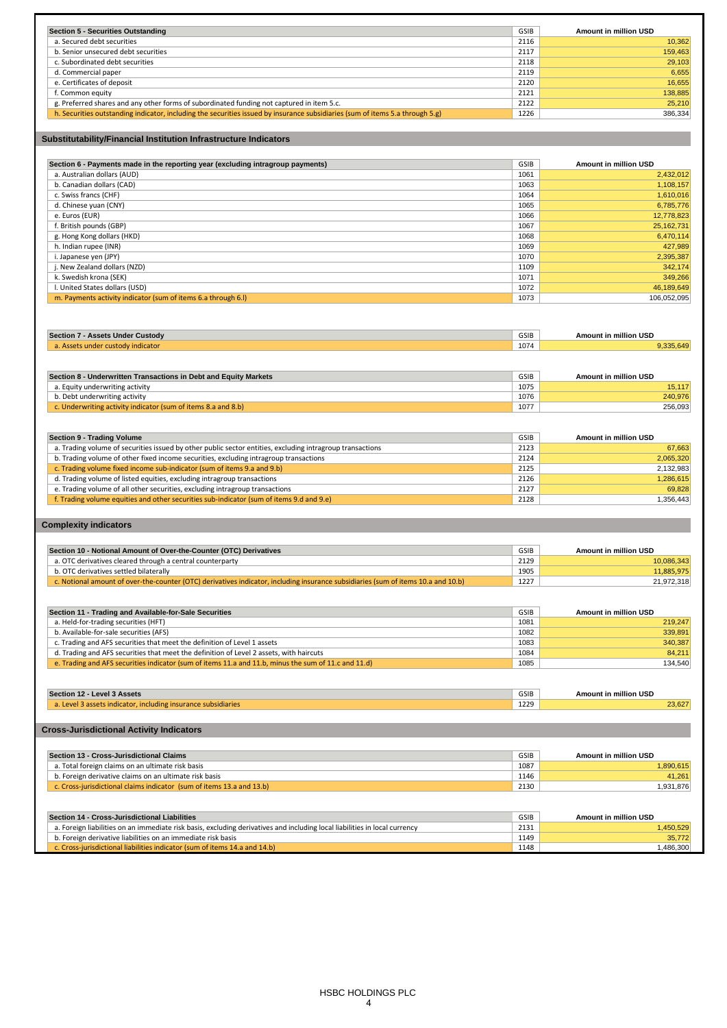| Section 5 - Securities Outstanding | GSIB | Amount in million USD |
|---|---|---|
| a. Secured debt securities | 2116 | 10,362 |
| b. Senior unsecured debt securities | 2117 | 159,463 |
| c. Subordinated debt securities | 2118 | 29,103 |
| d. Commercial paper | 2119 | 6,655 |
| e. Certificates of deposit | 2120 | 16,655 |
| f. Common equity | 2121 | 138,885 |
| g. Preferred shares and any other forms of subordinated funding not captured in item 5.c. | 2122 | 25,210 |
| h. Securities outstanding indicator, including the securities issued by insurance subsidiaries (sum of items 5.a through 5.g) | 1226 | 386,334 |

## Substitutability/Financial Institution Infrastructure Indicators

| Section 6 - Payments made in the reporting year (excluding intragroup payments) | GSIB | Amount in million USD |
|---|---|---|
| a. Australian dollars (AUD) | 1061 | 2,432,012 |
| b. Canadian dollars (CAD) | 1063 | 1,108,157 |
| c. Swiss francs (CHF) | 1064 | 1,610,016 |
| d. Chinese yuan (CNY) | 1065 | 6,785,776 |
| e. Euros (EUR) | 1066 | 12,778,823 |
| f. British pounds (GBP) | 1067 | 25,162,731 |
| g. Hong Kong dollars (HKD) | 1068 | 6,470,114 |
| h. Indian rupee (INR) | 1069 | 427,989 |
| i. Japanese yen (JPY) | 1070 | 2,395,387 |
| j. New Zealand dollars (NZD) | 1109 | 342,174 |
| k. Swedish krona (SEK) | 1071 | 349,266 |
| l. United States dollars (USD) | 1072 | 46,189,649 |
| m. Payments activity indicator (sum of items 6.a through 6.l) | 1073 | 106,052,095 |

| Section 7 - Assets Under Custody | GSIB | Amount in million USD |
|---|---|---|
| a. Assets under custody indicator | 1074 | 9,335,649 |

| Section 8 - Underwritten Transactions in Debt and Equity Markets | GSIB | Amount in million USD |
|---|---|---|
| a. Equity underwriting activity | 1075 | 15,117 |
| b. Debt underwriting activity | 1076 | 240,976 |
| c. Underwriting activity indicator (sum of items 8.a and 8.b) | 1077 | 256,093 |

| Section 9 - Trading Volume | GSIB | Amount in million USD |
|---|---|---|
| a. Trading volume of securities issued by other public sector entities, excluding intragroup transactions | 2123 | 67,663 |
| b. Trading volume of other fixed income securities, excluding intragroup transactions | 2124 | 2,065,320 |
| c. Trading volume fixed income sub-indicator (sum of items 9.a and 9.b) | 2125 | 2,132,983 |
| d. Trading volume of listed equities, excluding intragroup transactions | 2126 | 1,286,615 |
| e. Trading volume of all other securities, excluding intragroup transactions | 2127 | 69,828 |
| f. Trading volume equities and other securities sub-indicator (sum of items 9.d and 9.e) | 2128 | 1,356,443 |

## Complexity indicators

| Section 10 - Notional Amount of Over-the-Counter (OTC) Derivatives | GSIB | Amount in million USD |
|---|---|---|
| a. OTC derivatives cleared through a central counterparty | 2129 | 10,086,343 |
| b. OTC derivatives settled bilaterally | 1905 | 11,885,975 |
| c. Notional amount of over-the-counter (OTC) derivatives indicator, including insurance subsidiaries (sum of items 10.a and 10.b) | 1227 | 21,972,318 |

| Section 11 - Trading and Available-for-Sale Securities | GSIB | Amount in million USD |
|---|---|---|
| a. Held-for-trading securities (HFT) | 1081 | 219,247 |
| b. Available-for-sale securities (AFS) | 1082 | 339,891 |
| c. Trading and AFS securities that meet the definition of Level 1 assets | 1083 | 340,387 |
| d. Trading and AFS securities that meet the definition of Level 2 assets, with haircuts | 1084 | 84,211 |
| e. Trading and AFS securities indicator (sum of items 11.a and 11.b, minus the sum of 11.c and 11.d) | 1085 | 134,540 |

| Section 12 - Level 3 Assets | GSIB | Amount in million USD |
|---|---|---|
| a. Level 3 assets indicator, including insurance subsidiaries | 1229 | 23,627 |

## Cross-Jurisdictional Activity Indicators

| Section 13 - Cross-Jurisdictional Claims | GSIB | Amount in million USD |
|---|---|---|
| a. Total foreign claims on an ultimate risk basis | 1087 | 1,890,615 |
| b. Foreign derivative claims on an ultimate risk basis | 1146 | 41,261 |
| c. Cross-jurisdictional claims indicator (sum of items 13.a and 13.b) | 2130 | 1,931,876 |

| Section 14 - Cross-Jurisdictional Liabilities | GSIB | Amount in million USD |
|---|---|---|
| a. Foreign liabilities on an immediate risk basis, excluding derivatives and including local liabilities in local currency | 2131 | 1,450,529 |
| b. Foreign derivative liabilities on an immediate risk basis | 1149 | 35,772 |
| c. Cross-jurisdictional liabilities indicator (sum of items 14.a and 14.b) | 1148 | 1,486,300 |

HSBC HOLDINGS PLC